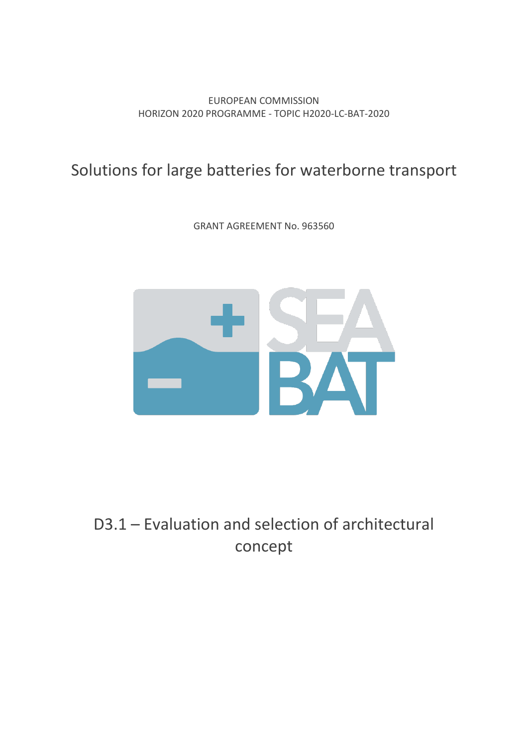EUROPEAN COMMISSION
HORIZON 2020 PROGRAMME - TOPIC H2020-LC-BAT-2020

# Solutions for large batteries for waterborne transport

GRANT AGREEMENT No. 963560

SEA BAT

# D3.1 – Evaluation and selection of architectural concept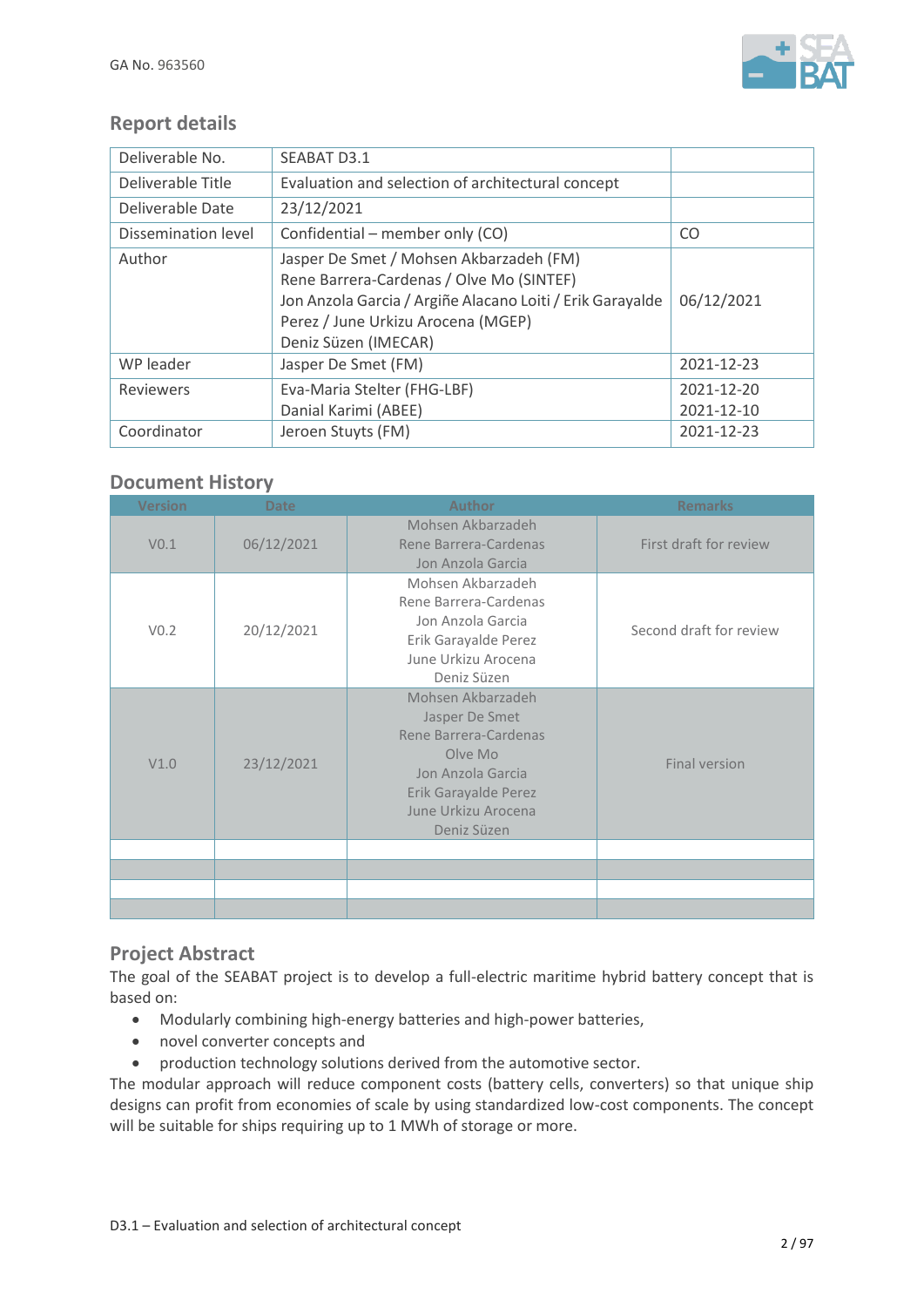## Report details

| Deliverable No. | SEABAT D3.1 | |
|---|---|---|
| Deliverable Title | Evaluation and selection of architectural concept | |
| Deliverable Date | 23/12/2021 | |
| Dissemination level | Confidential – member only (CO) | CO |
| Author | Jasper De Smet / Mohsen Akbarzadeh (FM)<br>Rene Barrera-Cardenas / Olve Mo (SINTEF)<br>Jon Anzola Garcia / Argiñe Alacano Loiti / Erik Garayalde Perez / June Urkizu Arocena (MGEP)<br>Deniz Süzen (IMECAR) | 06/12/2021 |
| WP leader | Jasper De Smet (FM) | 2021-12-23 |
| Reviewers | Eva-Maria Stelter (FHG-LBF)<br>Danial Karimi (ABEE) | 2021-12-20<br>2021-12-10 |
| Coordinator | Jeroen Stuyts (FM) | 2021-12-23 |

## Document History

| Version | Date | Author | Remarks |
|---|---|---|---|
| V0.1 | 06/12/2021 | Mohsen Akbarzadeh<br>Rene Barrera-Cardenas<br>Jon Anzola Garcia | First draft for review |
| V0.2 | 20/12/2021 | Mohsen Akbarzadeh<br>Rene Barrera-Cardenas<br>Jon Anzola Garcia<br>Erik Garayalde Perez<br>June Urkizu Arocena<br>Deniz Süzen | Second draft for review |
| V1.0 | 23/12/2021 | Mohsen Akbarzadeh<br>Jasper De Smet<br>Rene Barrera-Cardenas<br>Olve Mo<br>Jon Anzola Garcia<br>Erik Garayalde Perez<br>June Urkizu Arocena<br>Deniz Süzen | Final version |
| | | | |
| | | | |
| | | | |
| | | | |

## Project Abstract

The goal of the SEABAT project is to develop a full-electric maritime hybrid battery concept that is based on:

- Modularly combining high-energy batteries and high-power batteries,
- novel converter concepts and
- production technology solutions derived from the automotive sector.

The modular approach will reduce component costs (battery cells, converters) so that unique ship designs can profit from economies of scale by using standardized low-cost components. The concept will be suitable for ships requiring up to 1 MWh of storage or more.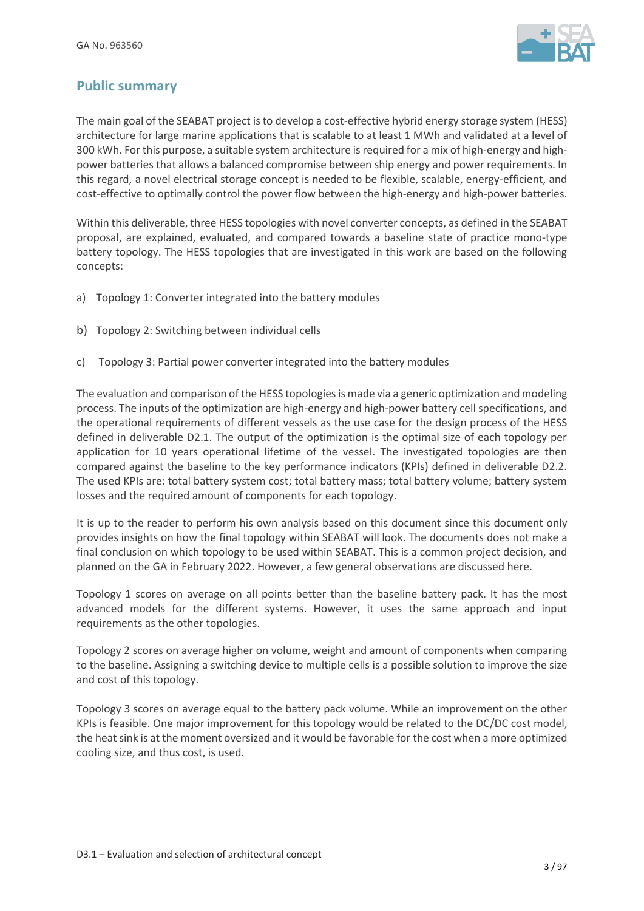## Public summary

The main goal of the SEABAT project is to develop a cost-effective hybrid energy storage system (HESS) architecture for large marine applications that is scalable to at least 1 MWh and validated at a level of 300 kWh. For this purpose, a suitable system architecture is required for a mix of high-energy and high-power batteries that allows a balanced compromise between ship energy and power requirements. In this regard, a novel electrical storage concept is needed to be flexible, scalable, energy-efficient, and cost-effective to optimally control the power flow between the high-energy and high-power batteries.

Within this deliverable, three HESS topologies with novel converter concepts, as defined in the SEABAT proposal, are explained, evaluated, and compared towards a baseline state of practice mono-type battery topology. The HESS topologies that are investigated in this work are based on the following concepts:

a) Topology 1: Converter integrated into the battery modules

b) Topology 2: Switching between individual cells

c) Topology 3: Partial power converter integrated into the battery modules

The evaluation and comparison of the HESS topologies is made via a generic optimization and modeling process. The inputs of the optimization are high-energy and high-power battery cell specifications, and the operational requirements of different vessels as the use case for the design process of the HESS defined in deliverable D2.1. The output of the optimization is the optimal size of each topology per application for 10 years operational lifetime of the vessel. The investigated topologies are then compared against the baseline to the key performance indicators (KPIs) defined in deliverable D2.2. The used KPIs are: total battery system cost; total battery mass; total battery volume; battery system losses and the required amount of components for each topology.

It is up to the reader to perform his own analysis based on this document since this document only provides insights on how the final topology within SEABAT will look. The documents does not make a final conclusion on which topology to be used within SEABAT. This is a common project decision, and planned on the GA in February 2022. However, a few general observations are discussed here.

Topology 1 scores on average on all points better than the baseline battery pack. It has the most advanced models for the different systems. However, it uses the same approach and input requirements as the other topologies.

Topology 2 scores on average higher on volume, weight and amount of components when comparing to the baseline. Assigning a switching device to multiple cells is a possible solution to improve the size and cost of this topology.

Topology 3 scores on average equal to the battery pack volume. While an improvement on the other KPIs is feasible. One major improvement for this topology would be related to the DC/DC cost model, the heat sink is at the moment oversized and it would be favorable for the cost when a more optimized cooling size, and thus cost, is used.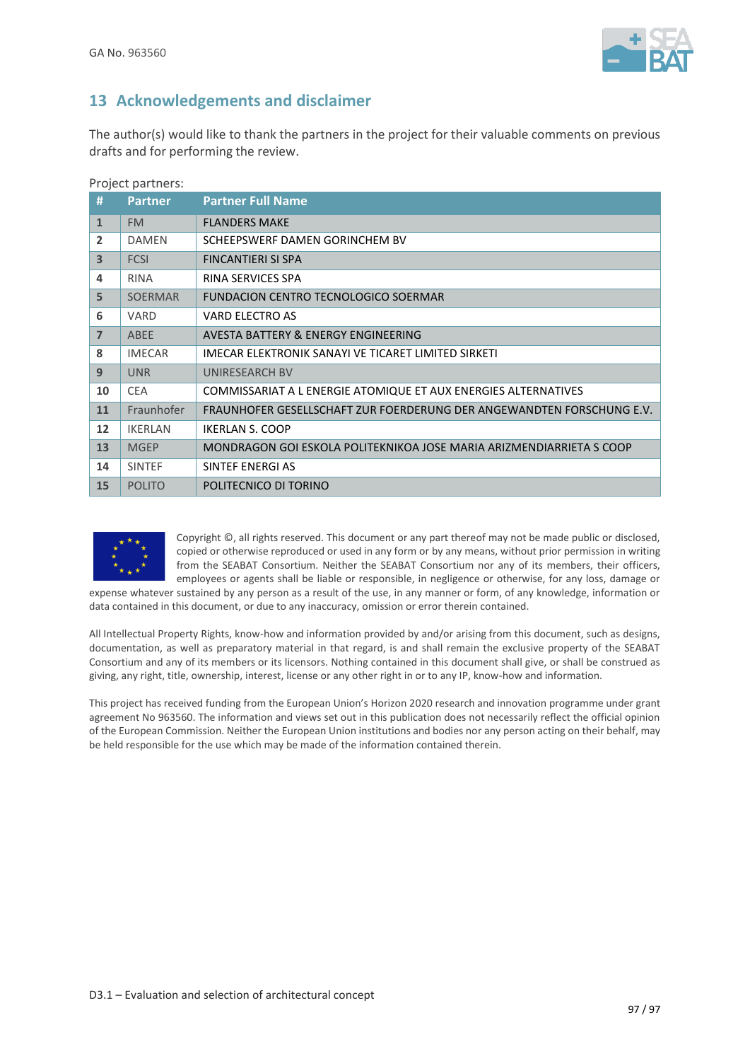## 13 Acknowledgements and disclaimer

The author(s) would like to thank the partners in the project for their valuable comments on previous drafts and for performing the review.

Project partners:

| # | Partner | Partner Full Name |
|---|---|---|
| 1 | FM | FLANDERS MAKE |
| 2 | DAMEN | SCHEEPSWERF DAMEN GORINCHEM BV |
| 3 | FCSI | FINCANTIERI SI SPA |
| 4 | RINA | RINA SERVICES SPA |
| 5 | SOERMAR | FUNDACION CENTRO TECNOLOGICO SOERMAR |
| 6 | VARD | VARD ELECTRO AS |
| 7 | ABEE | AVESTA BATTERY & ENERGY ENGINEERING |
| 8 | IMECAR | IMECAR ELEKTRONIK SANAYI VE TICARET LIMITED SIRKETI |
| 9 | UNR | UNIRESEARCH BV |
| 10 | CEA | COMMISSARIAT A L ENERGIE ATOMIQUE ET AUX ENERGIES ALTERNATIVES |
| 11 | Fraunhofer | FRAUNHOFER GESELLSCHAFT ZUR FOERDERUNG DER ANGEWANDTEN FORSCHUNG E.V. |
| 12 | IKERLAN | IKERLAN S. COOP |
| 13 | MGEP | MONDRAGON GOI ESKOLA POLITEKNIKOA JOSE MARIA ARIZMENDIARRIETA S COOP |
| 14 | SINTEF | SINTEF ENERGI AS |
| 15 | POLITO | POLITECNICO DI TORINO |

Copyright ©, all rights reserved. This document or any part thereof may not be made public or disclosed, copied or otherwise reproduced or used in any form or by any means, without prior permission in writing from the SEABAT Consortium. Neither the SEABAT Consortium nor any of its members, their officers, employees or agents shall be liable or responsible, in negligence or otherwise, for any loss, damage or expense whatever sustained by any person as a result of the use, in any manner or form, of any knowledge, information or data contained in this document, or due to any inaccuracy, omission or error therein contained.

All Intellectual Property Rights, know-how and information provided by and/or arising from this document, such as designs, documentation, as well as preparatory material in that regard, is and shall remain the exclusive property of the SEABAT Consortium and any of its members or its licensors. Nothing contained in this document shall give, or shall be construed as giving, any right, title, ownership, interest, license or any other right in or to any IP, know-how and information.

This project has received funding from the European Union's Horizon 2020 research and innovation programme under grant agreement No 963560. The information and views set out in this publication does not necessarily reflect the official opinion of the European Commission. Neither the European Union institutions and bodies nor any person acting on their behalf, may be held responsible for the use which may be made of the information contained therein.